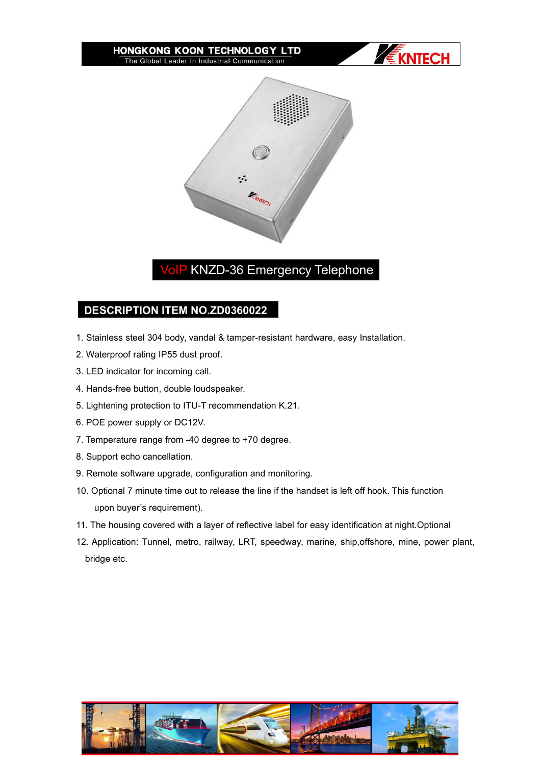# VoIP KNZD-36 Emergency Telephone

## DESCRIPTION ITEM NO.ZD0360022

1. Stainless steel 304 body, vandal & tamper-resistant hardware, easy Installation.
2. Waterproof rating IP55 dust proof.
3. LED indicator for incoming call.
4. Hands-free button, double loudspeaker.
5. Lightening protection to ITU-T recommendation K.21.
6. POE power supply or DC12V.
7. Temperature range from -40 degree to +70 degree.
8. Support echo cancellation.
9. Remote software upgrade, configuration and monitoring.
10. Optional 7 minute time out to release the line if the handset is left off hook. This function upon buyer's requirement).
11. The housing covered with a layer of reflective label for easy identification at night.Optional
12. Application: Tunnel, metro, railway, LRT, speedway, marine, ship,offshore, mine, power plant, bridge etc.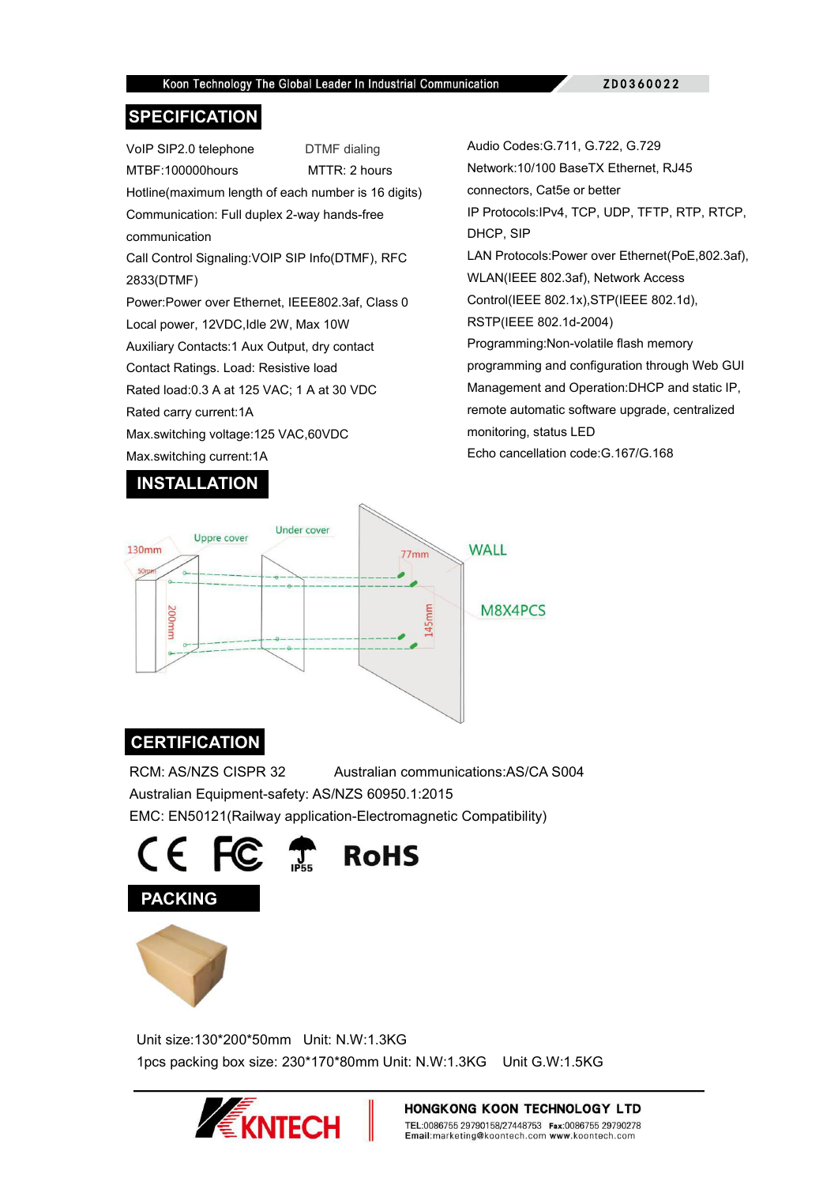## SPECIFICATION

VoIP SIP2.0 telephone DTMF dialing
MTBF:100000hours MTTR: 2 hours
Hotline(maximum length of each number is 16 digits)
Communication: Full duplex 2-way hands-free communication
Call Control Signaling:VOIP SIP Info(DTMF), RFC 2833(DTMF)
Power:Power over Ethernet, IEEE802.3af, Class 0
Local power, 12VDC,Idle 2W, Max 10W
Auxiliary Contacts:1 Aux Output, dry contact
Contact Ratings. Load: Resistive load
Rated load:0.3 A at 125 VAC; 1 A at 30 VDC
Rated carry current:1A
Max.switching voltage:125 VAC,60VDC
Max.switching current:1A

Audio Codes:G.711, G.722, G.729
Network:10/100 BaseTX Ethernet, RJ45 connectors, Cat5e or better
IP Protocols:IPv4, TCP, UDP, TFTP, RTP, RTCP, DHCP, SIP
LAN Protocols:Power over Ethernet(PoE,802.3af), WLAN(IEEE 802.3af), Network Access Control(IEEE 802.1x),STP(IEEE 802.1d), RSTP(IEEE 802.1d-2004)
Programming:Non-volatile flash memory programming and configuration through Web GUI
Management and Operation:DHCP and static IP, remote automatic software upgrade, centralized monitoring, status LED
Echo cancellation code:G.167/G.168

## INSTALLATION

130mm
50mm
200mm
Uppre cover
Under cover
77mm
145mm
WALL
M8X4PCS

## CERTIFICATION

RCM: AS/NZS CISPR 32 Australian communications:AS/CA S004
Australian Equipment-safety: AS/NZS 60950.1:2015
EMC: EN50121(Railway application-Electromagnetic Compatibility)

CE FC IP55 RoHS

## PACKING

Unit size:130*200*50mm Unit: N.W:1.3KG
1pcs packing box size: 230*170*80mm Unit: N.W:1.3KG Unit G.W:1.5KG